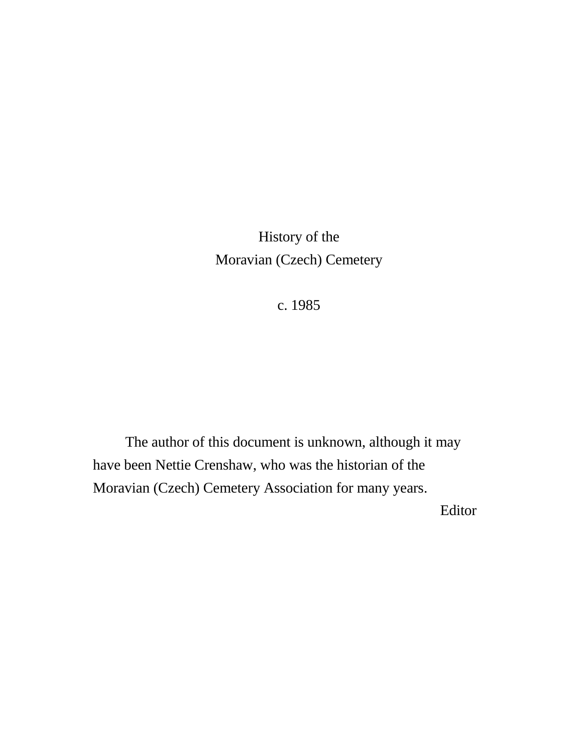# History of the Moravian (Czech) Cemetery

c. 1985

The author of this document is unknown, although it may have been Nettie Crenshaw, who was the historian of the Moravian (Czech) Cemetery Association for many years.

Editor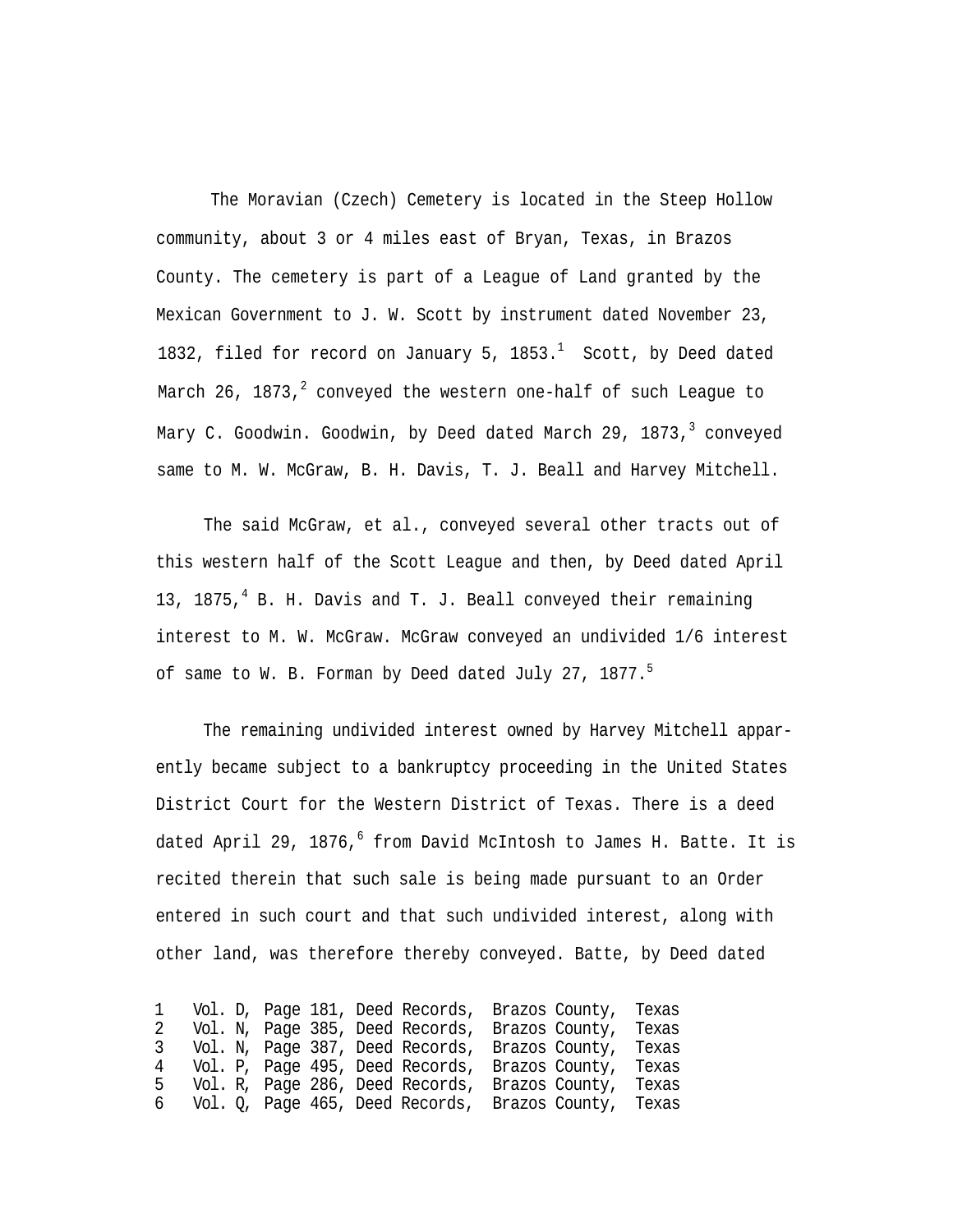The Moravian (Czech) Cemetery is located in the Steep Hollow community, about 3 or 4 miles east of Bryan, Texas, in Brazos County. The cemetery is part of a League of Land granted by the Mexican Government to J. W. Scott by instrument dated November 23, 1832, filed for record on January 5, 1853.[1] Scott, by Deed dated March 26, 1873,[2] conveyed the western one-half of such League to Mary C. Goodwin. Goodwin, by Deed dated March 29, 1873,[3] conveyed same to M. W. McGraw, B. H. Davis, T. J. Beall and Harvey Mitchell.

The said McGraw, et al., conveyed several other tracts out of this western half of the Scott League and then, by Deed dated April 13, 1875,[4] B. H. Davis and T. J. Beall conveyed their remaining interest to M. W. McGraw. McGraw conveyed an undivided 1/6 interest of same to W. B. Forman by Deed dated July 27, 1877.[5]

The remaining undivided interest owned by Harvey Mitchell apparently became subject to a bankruptcy proceeding in the United States District Court for the Western District of Texas. There is a deed dated April 29, 1876,[6] from David McIntosh to James H. Batte. It is recited therein that such sale is being made pursuant to an Order entered in such court and that such undivided interest, along with other land, was therefore thereby conveyed. Batte, by Deed dated

1 Vol. D, Page 181, Deed Records, Brazos County, Texas
2 Vol. N, Page 385, Deed Records, Brazos County, Texas
3 Vol. N, Page 387, Deed Records, Brazos County, Texas
4 Vol. P, Page 495, Deed Records, Brazos County, Texas
5 Vol. R, Page 286, Deed Records, Brazos County, Texas
6 Vol. Q, Page 465, Deed Records, Brazos County, Texas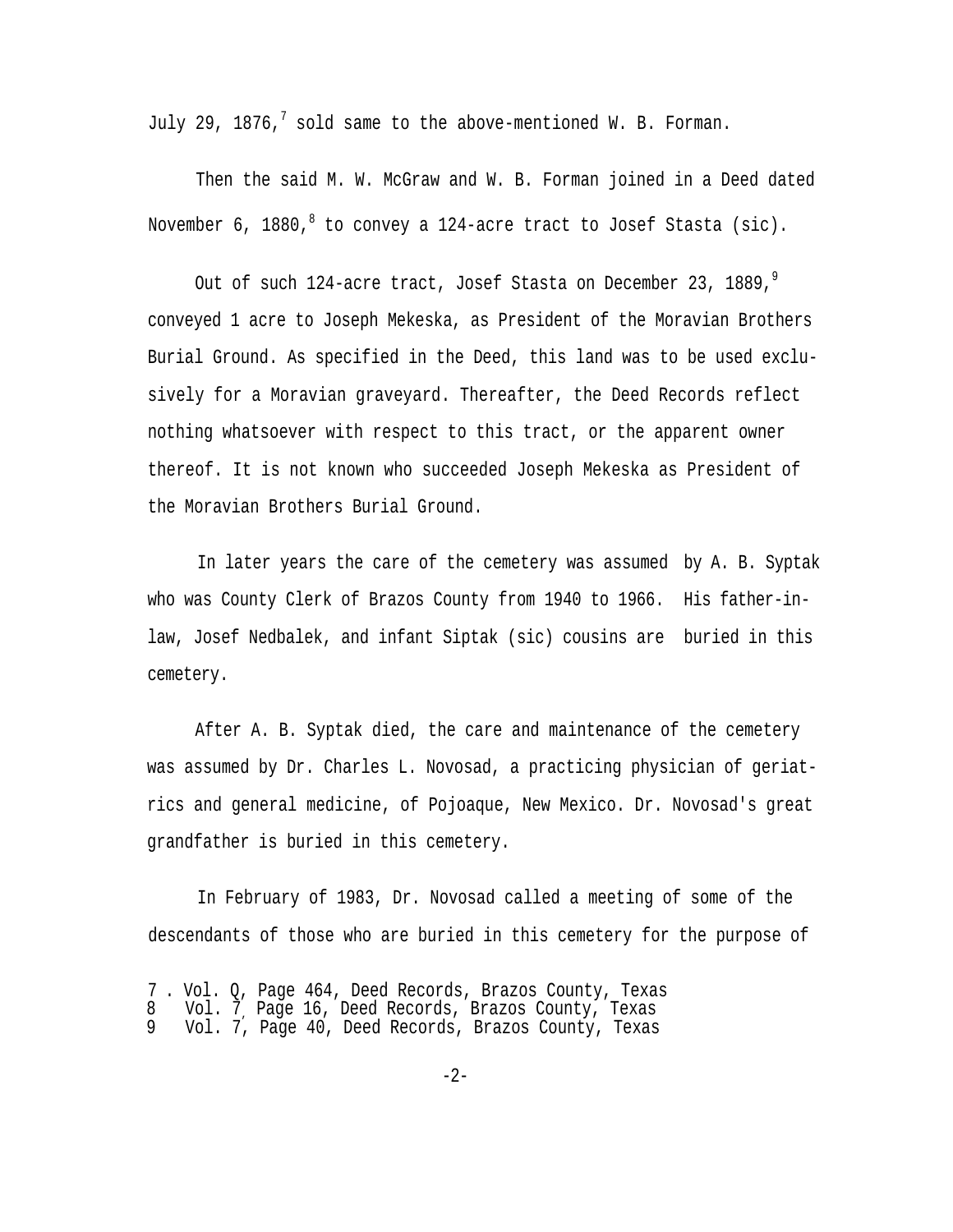July 29, 1876,[7] sold same to the above-mentioned W. B. Forman.

Then the said M. W. McGraw and W. B. Forman joined in a Deed dated November 6, 1880,[8] to convey a 124-acre tract to Josef Stasta (sic).

Out of such 124-acre tract, Josef Stasta on December 23, 1889,[9] conveyed 1 acre to Joseph Mekeska, as President of the Moravian Brothers Burial Ground. As specified in the Deed, this land was to be used exclusively for a Moravian graveyard. Thereafter, the Deed Records reflect nothing whatsoever with respect to this tract, or the apparent owner thereof. It is not known who succeeded Joseph Mekeska as President of the Moravian Brothers Burial Ground.

In later years the care of the cemetery was assumed by A. B. Syptak who was County Clerk of Brazos County from 1940 to 1966. His father-in-law, Josef Nedbalek, and infant Siptak (sic) cousins are buried in this cemetery.

After A. B. Syptak died, the care and maintenance of the cemetery was assumed by Dr. Charles L. Novosad, a practicing physician of geriatrics and general medicine, of Pojoaque, New Mexico. Dr. Novosad's great grandfather is buried in this cemetery.

In February of 1983, Dr. Novosad called a meeting of some of the descendants of those who are buried in this cemetery for the purpose of

7 . Vol. Q, Page 464, Deed Records, Brazos County, Texas
8 Vol. 7, Page 16, Deed Records, Brazos County, Texas
9 Vol. 7, Page 40, Deed Records, Brazos County, Texas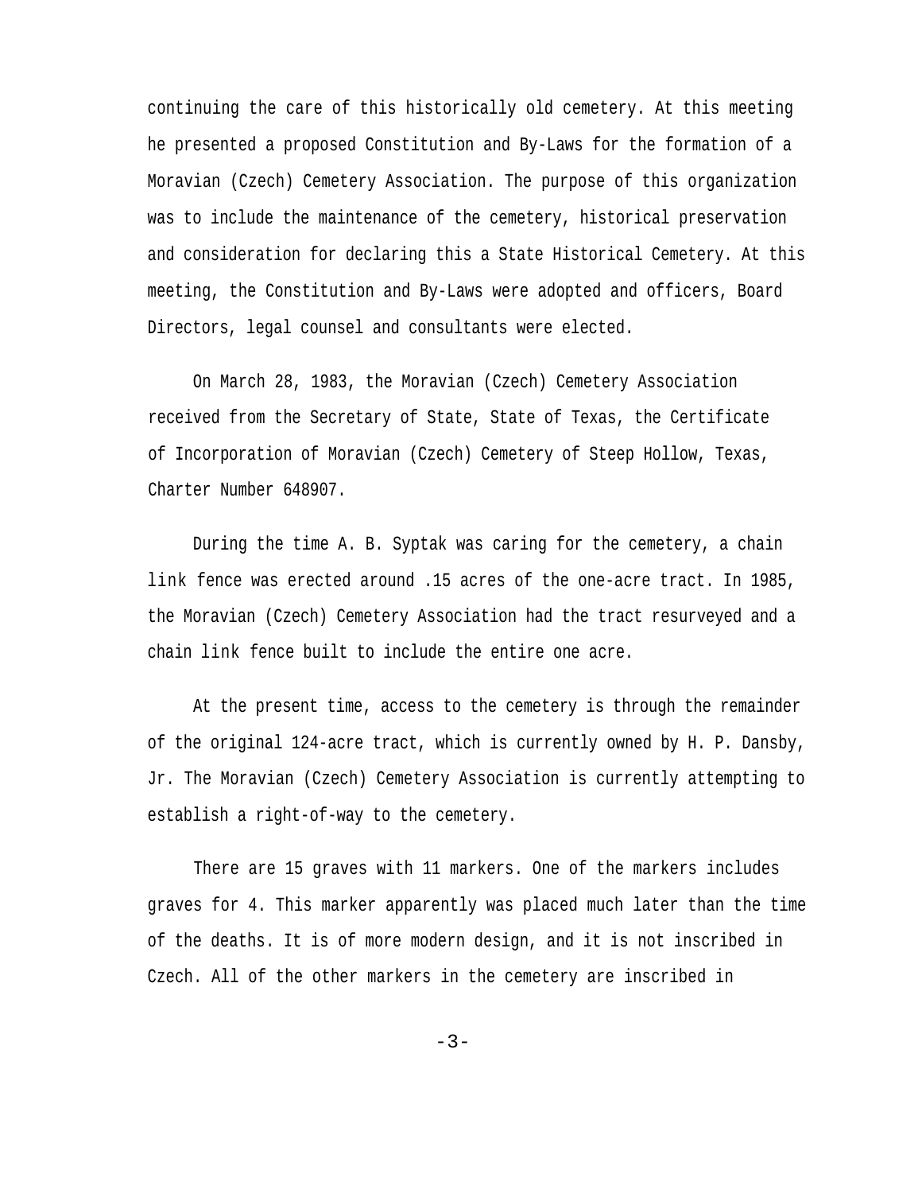continuing the care of this historically old cemetery. At this meeting he presented a proposed Constitution and By-Laws for the formation of a Moravian (Czech) Cemetery Association. The purpose of this organization was to include the maintenance of the cemetery, historical preservation and consideration for declaring this a State Historical Cemetery. At this meeting, the Constitution and By-Laws were adopted and officers, Board Directors, legal counsel and consultants were elected.

On March 28, 1983, the Moravian (Czech) Cemetery Association received from the Secretary of State, State of Texas, the Certificate of Incorporation of Moravian (Czech) Cemetery of Steep Hollow, Texas, Charter Number 648907.

During the time A. B. Syptak was caring for the cemetery, a chain link fence was erected around .15 acres of the one-acre tract. In 1985, the Moravian (Czech) Cemetery Association had the tract resurveyed and a chain link fence built to include the entire one acre.

At the present time, access to the cemetery is through the remainder of the original 124-acre tract, which is currently owned by H. P. Dansby, Jr. The Moravian (Czech) Cemetery Association is currently attempting to establish a right-of-way to the cemetery.

There are 15 graves with 11 markers. One of the markers includes graves for 4. This marker apparently was placed much later than the time of the deaths. It is of more modern design, and it is not inscribed in Czech. All of the other markers in the cemetery are inscribed in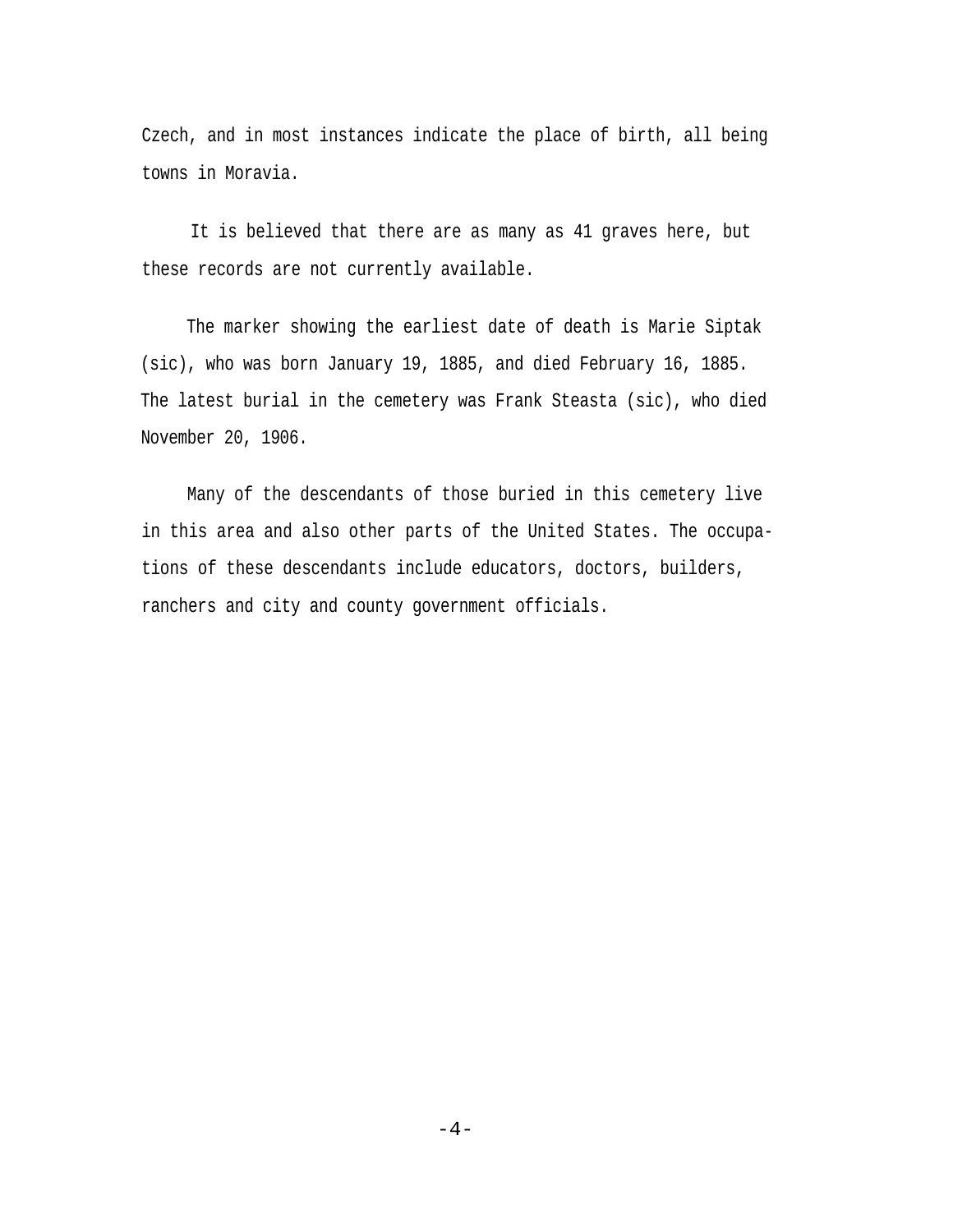Czech, and in most instances indicate the place of birth, all being towns in Moravia.

It is believed that there are as many as 41 graves here, but these records are not currently available.

The marker showing the earliest date of death is Marie Siptak (sic), who was born January 19, 1885, and died February 16, 1885. The latest burial in the cemetery was Frank Steasta (sic), who died November 20, 1906.

Many of the descendants of those buried in this cemetery live in this area and also other parts of the United States. The occupations of these descendants include educators, doctors, builders, ranchers and city and county government officials.